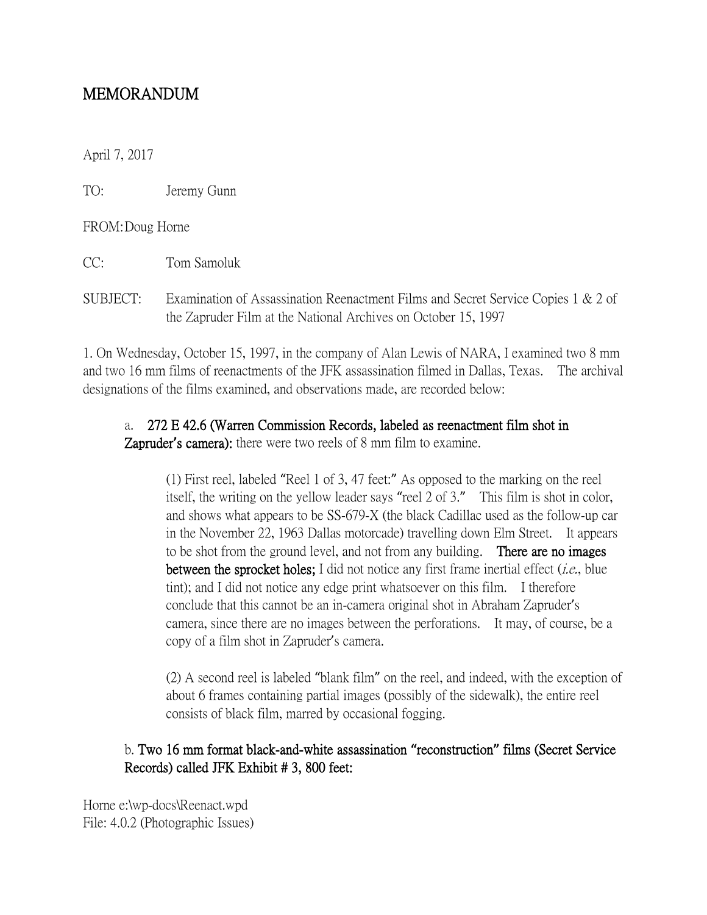# MEMORANDUM

April 7, 2017

TO: Jeremy Gunn

FROM: Doug Horne

CC: Tom Samoluk

SUBJECT: Examination of Assassination Reenactment Films and Secret Service Copies 1 & 2 of the Zapruder Film at the National Archives on October 15, 1997

1. On Wednesday, October 15, 1997, in the company of Alan Lewis of NARA, I examined two 8 mm and two 16 mm films of reenactments of the JFK assassination filmed in Dallas, Texas. The archival designations of the films examined, and observations made, are recorded below:

a. **272 E 42.6 (Warren Commission Records, labeled as reenactment film shot in Zapruder's camera):** there were two reels of 8 mm film to examine.

> (1) First reel, labeled "Reel 1 of 3, 47 feet:" As opposed to the marking on the reel itself, the writing on the yellow leader says "reel 2 of 3." This film is shot in color, and shows what appears to be SS-679-X (the black Cadillac used as the follow-up car in the November 22, 1963 Dallas motorcade) travelling down Elm Street. It appears to be shot from the ground level, and not from any building. **There are no images between the sprocket holes;** I did not notice any first frame inertial effect (*i.e.*, blue tint); and I did not notice any edge print whatsoever on this film. I therefore conclude that this cannot be an in-camera original shot in Abraham Zapruder's camera, since there are no images between the perforations. It may, of course, be a copy of a film shot in Zapruder's camera.
>
> (2) A second reel is labeled "blank film" on the reel, and indeed, with the exception of about 6 frames containing partial images (possibly of the sidewalk), the entire reel consists of black film, marred by occasional fogging.

b. **Two 16 mm format black-and-white assassination "reconstruction" films (Secret Service Records) called JFK Exhibit # 3, 800 feet:**

Horne e:\wp-docs\Reenact.wpd
File: 4.0.2 (Photographic Issues)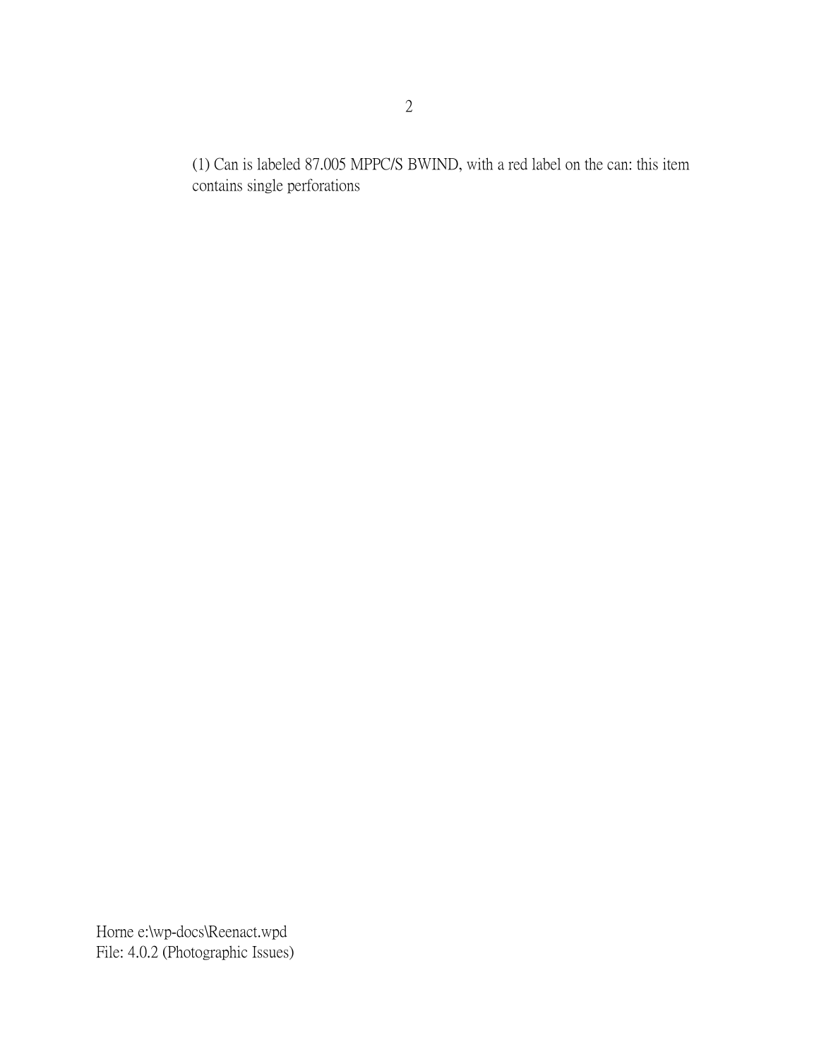(1) Can is labeled 87.005 MPPC/S BWIND, with a red label on the can: this item contains single perforations

Horne e:\wp-docs\Reenact.wpd
File: 4.0.2 (Photographic Issues)